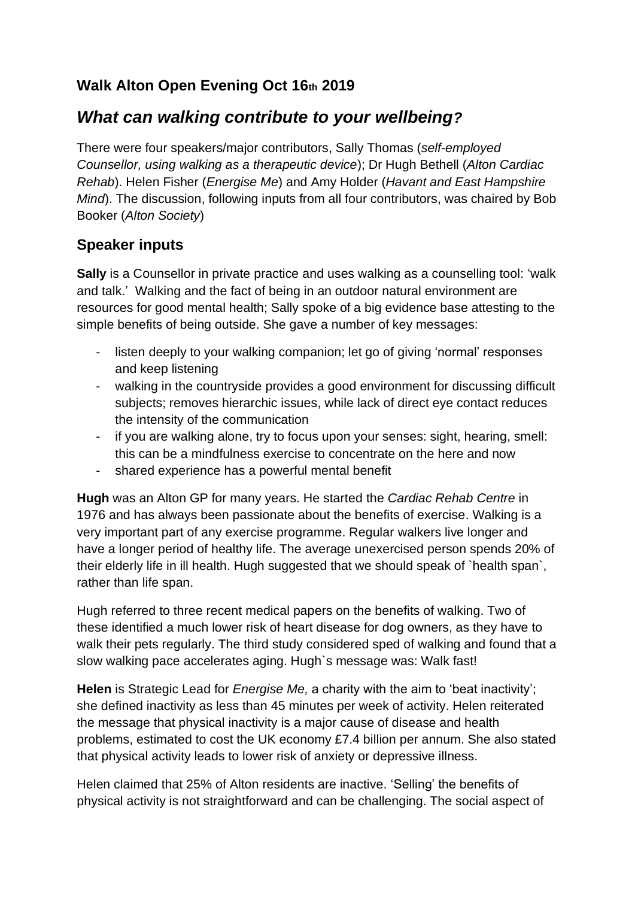## Walk Alton Open Evening Oct 16th 2019

# *What can walking contribute to your wellbeing?*

There were four speakers/major contributors, Sally Thomas (*self-employed Counsellor, using walking as a therapeutic device*); Dr Hugh Bethell (*Alton Cardiac Rehab*). Helen Fisher (*Energise Me*) and Amy Holder (*Havant and East Hampshire Mind*). The discussion, following inputs from all four contributors, was chaired by Bob Booker (*Alton Society*)

## Speaker inputs

**Sally** is a Counsellor in private practice and uses walking as a counselling tool: 'walk and talk.' Walking and the fact of being in an outdoor natural environment are resources for good mental health; Sally spoke of a big evidence base attesting to the simple benefits of being outside. She gave a number of key messages:

- listen deeply to your walking companion; let go of giving 'normal' responses and keep listening
- walking in the countryside provides a good environment for discussing difficult subjects; removes hierarchic issues, while lack of direct eye contact reduces the intensity of the communication
- if you are walking alone, try to focus upon your senses: sight, hearing, smell: this can be a mindfulness exercise to concentrate on the here and now
- shared experience has a powerful mental benefit

**Hugh** was an Alton GP for many years. He started the *Cardiac Rehab Centre* in 1976 and has always been passionate about the benefits of exercise. Walking is a very important part of any exercise programme. Regular walkers live longer and have a longer period of healthy life. The average unexercised person spends 20% of their elderly life in ill health. Hugh suggested that we should speak of `health span`, rather than life span.

Hugh referred to three recent medical papers on the benefits of walking. Two of these identified a much lower risk of heart disease for dog owners, as they have to walk their pets regularly. The third study considered sped of walking and found that a slow walking pace accelerates aging. Hugh`s message was: Walk fast!

**Helen** is Strategic Lead for *Energise Me,* a charity with the aim to 'beat inactivity'; she defined inactivity as less than 45 minutes per week of activity. Helen reiterated the message that physical inactivity is a major cause of disease and health problems, estimated to cost the UK economy £7.4 billion per annum. She also stated that physical activity leads to lower risk of anxiety or depressive illness.

Helen claimed that 25% of Alton residents are inactive. 'Selling' the benefits of physical activity is not straightforward and can be challenging. The social aspect of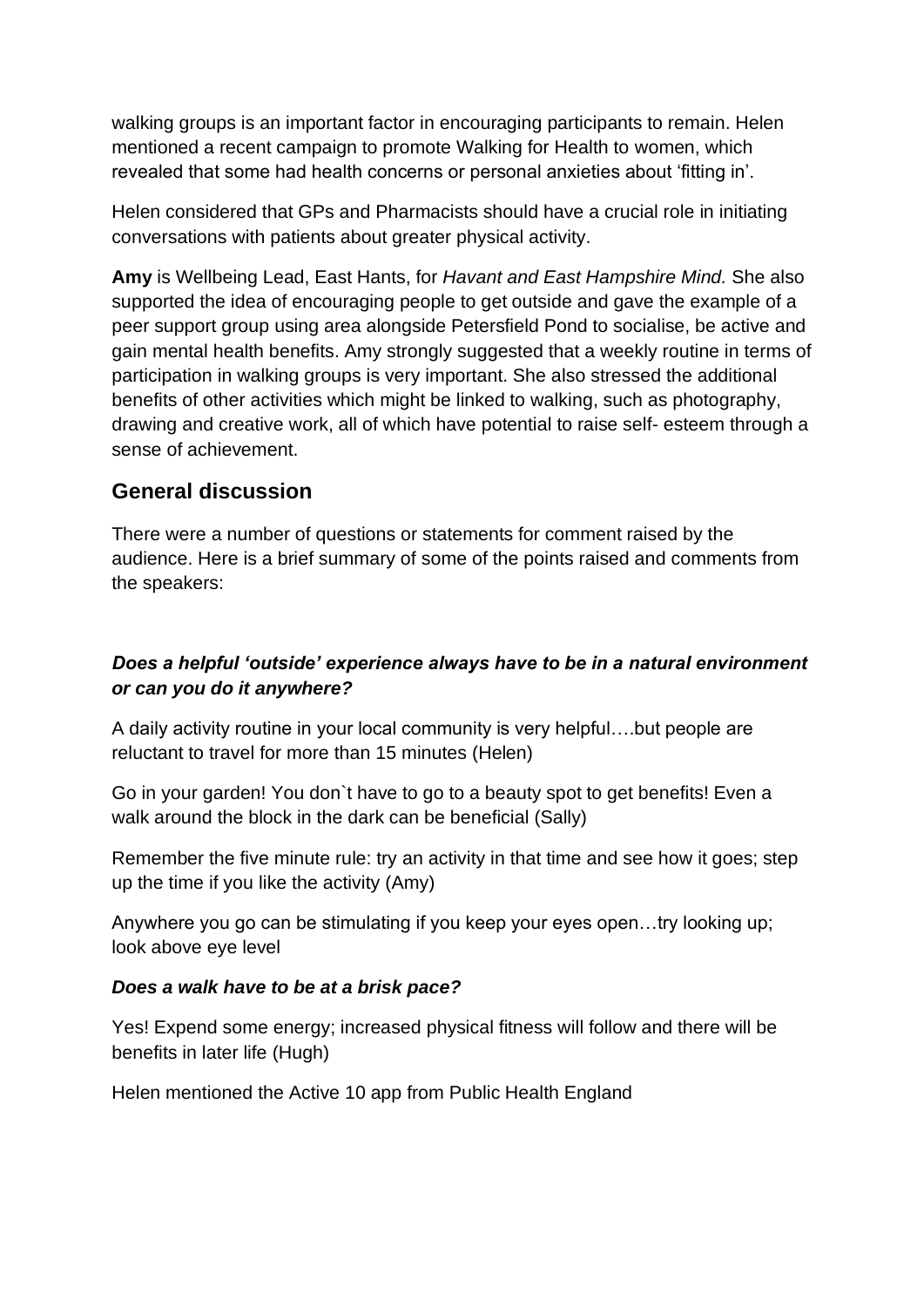walking groups is an important factor in encouraging participants to remain. Helen mentioned a recent campaign to promote Walking for Health to women, which revealed that some had health concerns or personal anxieties about 'fitting in'.

Helen considered that GPs and Pharmacists should have a crucial role in initiating conversations with patients about greater physical activity.

**Amy** is Wellbeing Lead, East Hants, for *Havant and East Hampshire Mind.* She also supported the idea of encouraging people to get outside and gave the example of a peer support group using area alongside Petersfield Pond to socialise, be active and gain mental health benefits. Amy strongly suggested that a weekly routine in terms of participation in walking groups is very important. She also stressed the additional benefits of other activities which might be linked to walking, such as photography, drawing and creative work, all of which have potential to raise self- esteem through a sense of achievement.

## General discussion

There were a number of questions or statements for comment raised by the audience. Here is a brief summary of some of the points raised and comments from the speakers:

***Does a helpful 'outside' experience always have to be in a natural environment or can you do it anywhere?***

A daily activity routine in your local community is very helpful….but people are reluctant to travel for more than 15 minutes (Helen)

Go in your garden! You don`t have to go to a beauty spot to get benefits! Even a walk around the block in the dark can be beneficial (Sally)

Remember the five minute rule: try an activity in that time and see how it goes; step up the time if you like the activity (Amy)

Anywhere you go can be stimulating if you keep your eyes open…try looking up; look above eye level

***Does a walk have to be at a brisk pace?***

Yes! Expend some energy; increased physical fitness will follow and there will be benefits in later life (Hugh)

Helen mentioned the Active 10 app from Public Health England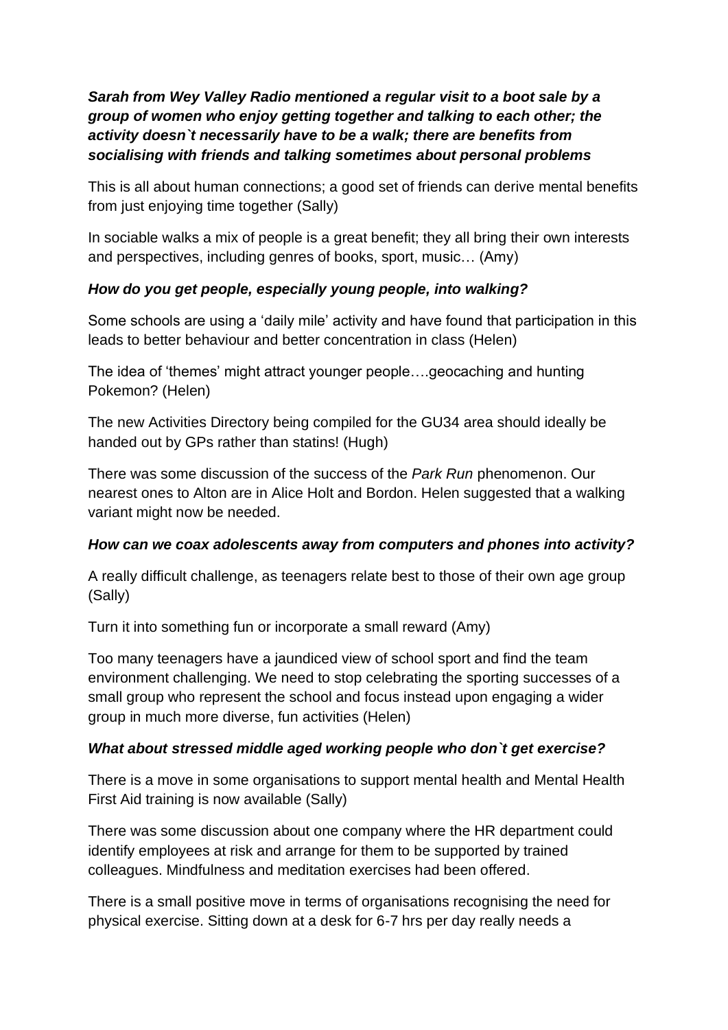***Sarah from Wey Valley Radio mentioned a regular visit to a boot sale by a group of women who enjoy getting together and talking to each other; the activity doesn`t necessarily have to be a walk; there are benefits from socialising with friends and talking sometimes about personal problems***

This is all about human connections; a good set of friends can derive mental benefits from just enjoying time together (Sally)

In sociable walks a mix of people is a great benefit; they all bring their own interests and perspectives, including genres of books, sport, music… (Amy)

***How do you get people, especially young people, into walking?***

Some schools are using a 'daily mile' activity and have found that participation in this leads to better behaviour and better concentration in class (Helen)

The idea of 'themes' might attract younger people….geocaching and hunting Pokemon? (Helen)

The new Activities Directory being compiled for the GU34 area should ideally be handed out by GPs rather than statins! (Hugh)

There was some discussion of the success of the *Park Run* phenomenon. Our nearest ones to Alton are in Alice Holt and Bordon. Helen suggested that a walking variant might now be needed.

***How can we coax adolescents away from computers and phones into activity?***

A really difficult challenge, as teenagers relate best to those of their own age group (Sally)

Turn it into something fun or incorporate a small reward (Amy)

Too many teenagers have a jaundiced view of school sport and find the team environment challenging. We need to stop celebrating the sporting successes of a small group who represent the school and focus instead upon engaging a wider group in much more diverse, fun activities (Helen)

***What about stressed middle aged working people who don`t get exercise?***

There is a move in some organisations to support mental health and Mental Health First Aid training is now available (Sally)

There was some discussion about one company where the HR department could identify employees at risk and arrange for them to be supported by trained colleagues. Mindfulness and meditation exercises had been offered.

There is a small positive move in terms of organisations recognising the need for physical exercise. Sitting down at a desk for 6-7 hrs per day really needs a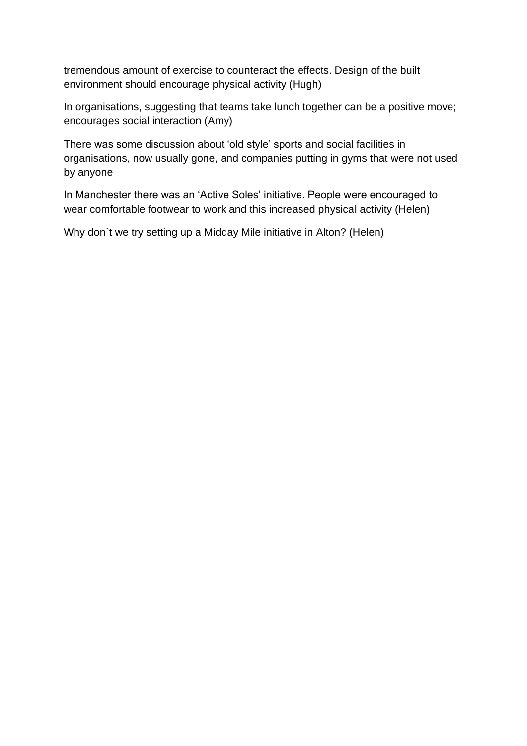tremendous amount of exercise to counteract the effects. Design of the built environment should encourage physical activity (Hugh)

In organisations, suggesting that teams take lunch together can be a positive move; encourages social interaction (Amy)

There was some discussion about 'old style' sports and social facilities in organisations, now usually gone, and companies putting in gyms that were not used by anyone

In Manchester there was an 'Active Soles' initiative. People were encouraged to wear comfortable footwear to work and this increased physical activity (Helen)

Why don`t we try setting up a Midday Mile initiative in Alton? (Helen)